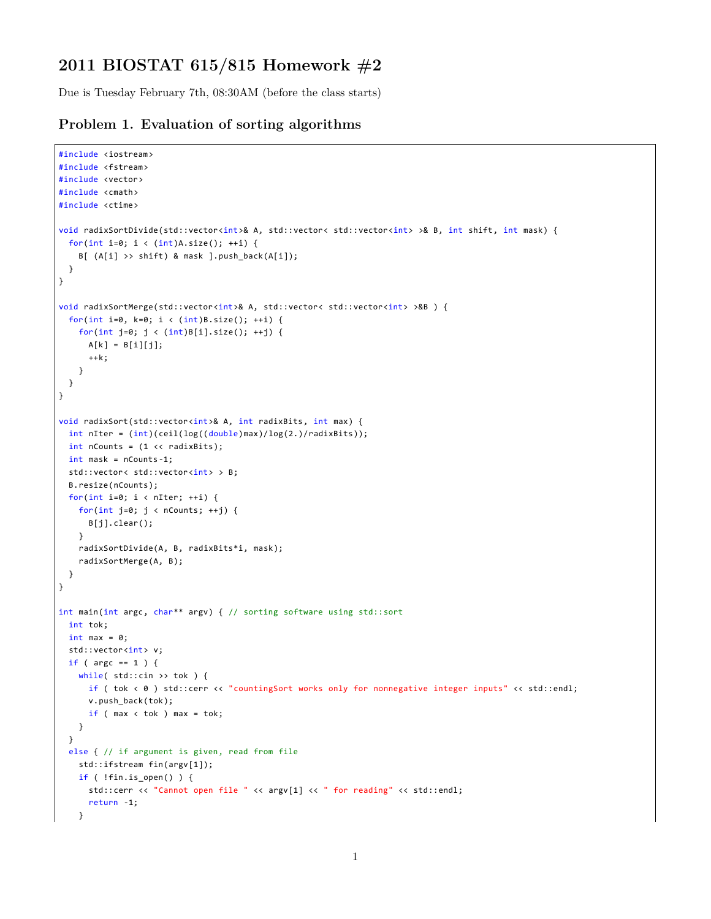# 2011 BIOSTAT 615/815 Homework #2

Due is Tuesday February 7th, 08:30AM (before the class starts)

## Problem 1. Evaluation of sorting algorithms

```
#include <iostream>
#include <fstream>
#include <vector>
#include <cmath>
#include <ctime>

void radixSortDivide(std::vector<int>& A, std::vector< std::vector<int> >& B, int shift, int mask) {
  for(int i=0; i < (int)A.size(); ++i) {
    B[ (A[i] >> shift) & mask ].push_back(A[i]);
  }
}

void radixSortMerge(std::vector<int>& A, std::vector< std::vector<int> >&B ) {
  for(int i=0, k=0; i < (int)B.size(); ++i) {
    for(int j=0; j < (int)B[i].size(); ++j) {
      A[k] = B[i][j];
      ++k;
    }
  }
}

void radixSort(std::vector<int>& A, int radixBits, int max) {
  int nIter = (int)(ceil(log((double)max)/log(2.)/radixBits));
  int nCounts = (1 << radixBits);
  int mask = nCounts-1;
  std::vector< std::vector<int> > B;
  B.resize(nCounts);
  for(int i=0; i < nIter; ++i) {
    for(int j=0; j < nCounts; ++j) {
      B[j].clear();
    }
    radixSortDivide(A, B, radixBits*i, mask);
    radixSortMerge(A, B);
  }
}

int main(int argc, char** argv) { // sorting software using std::sort
  int tok;
  int max = 0;
  std::vector<int> v;
  if ( argc == 1 ) {
    while( std::cin >> tok ) {
      if ( tok < 0 ) std::cerr << "countingSort works only for nonnegative integer inputs" << std::endl;
      v.push_back(tok);
      if ( max < tok ) max = tok;
    }
  }
  else { // if argument is given, read from file
    std::ifstream fin(argv[1]);
    if ( !fin.is_open() ) {
      std::cerr << "Cannot open file " << argv[1] << " for reading" << std::endl;
      return -1;
    }
```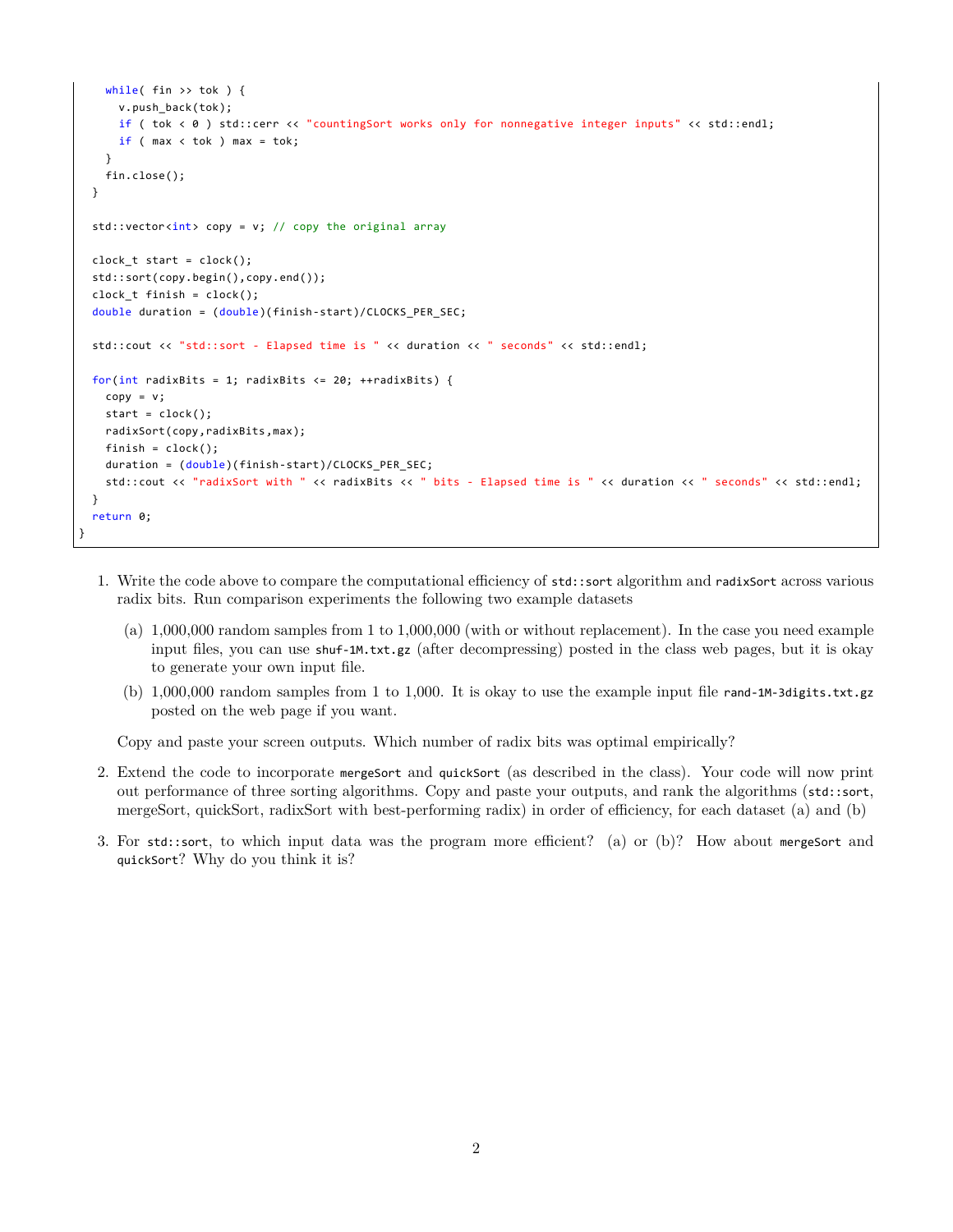```
    while( fin >> tok ) {
      v.push_back(tok);
      if ( tok < 0 ) std::cerr << "countingSort works only for nonnegative integer inputs" << std::endl;
      if ( max < tok ) max = tok;
    }
    fin.close();
  }

  std::vector<int> copy = v; // copy the original array

  clock_t start = clock();
  std::sort(copy.begin(),copy.end());
  clock_t finish = clock();
  double duration = (double)(finish-start)/CLOCKS_PER_SEC;

  std::cout << "std::sort - Elapsed time is " << duration << " seconds" << std::endl;

  for(int radixBits = 1; radixBits <= 20; ++radixBits) {
    copy = v;
    start = clock();
    radixSort(copy,radixBits,max);
    finish = clock();
    duration = (double)(finish-start)/CLOCKS_PER_SEC;
    std::cout << "radixSort with " << radixBits << " bits - Elapsed time is " << duration << " seconds" << std::endl;
  }
  return 0;
}
```

1. Write the code above to compare the computational efficiency of `std::sort` algorithm and `radixSort` across various radix bits. Run comparison experiments the following two example datasets

   (a) 1,000,000 random samples from 1 to 1,000,000 (with or without replacement). In the case you need example input files, you can use `shuf-1M.txt.gz` (after decompressing) posted in the class web pages, but it is okay to generate your own input file.

   (b) 1,000,000 random samples from 1 to 1,000. It is okay to use the example input file `rand-1M-3digits.txt.gz` posted on the web page if you want.

   Copy and paste your screen outputs. Which number of radix bits was optimal empirically?

2. Extend the code to incorporate `mergeSort` and `quickSort` (as described in the class). Your code will now print out performance of three sorting algorithms. Copy and paste your outputs, and rank the algorithms (`std::sort`, mergeSort, quickSort, radixSort with best-performing radix) in order of efficiency, for each dataset (a) and (b)

3. For `std::sort`, to which input data was the program more efficient? (a) or (b)? How about `mergeSort` and `quickSort`? Why do you think it is?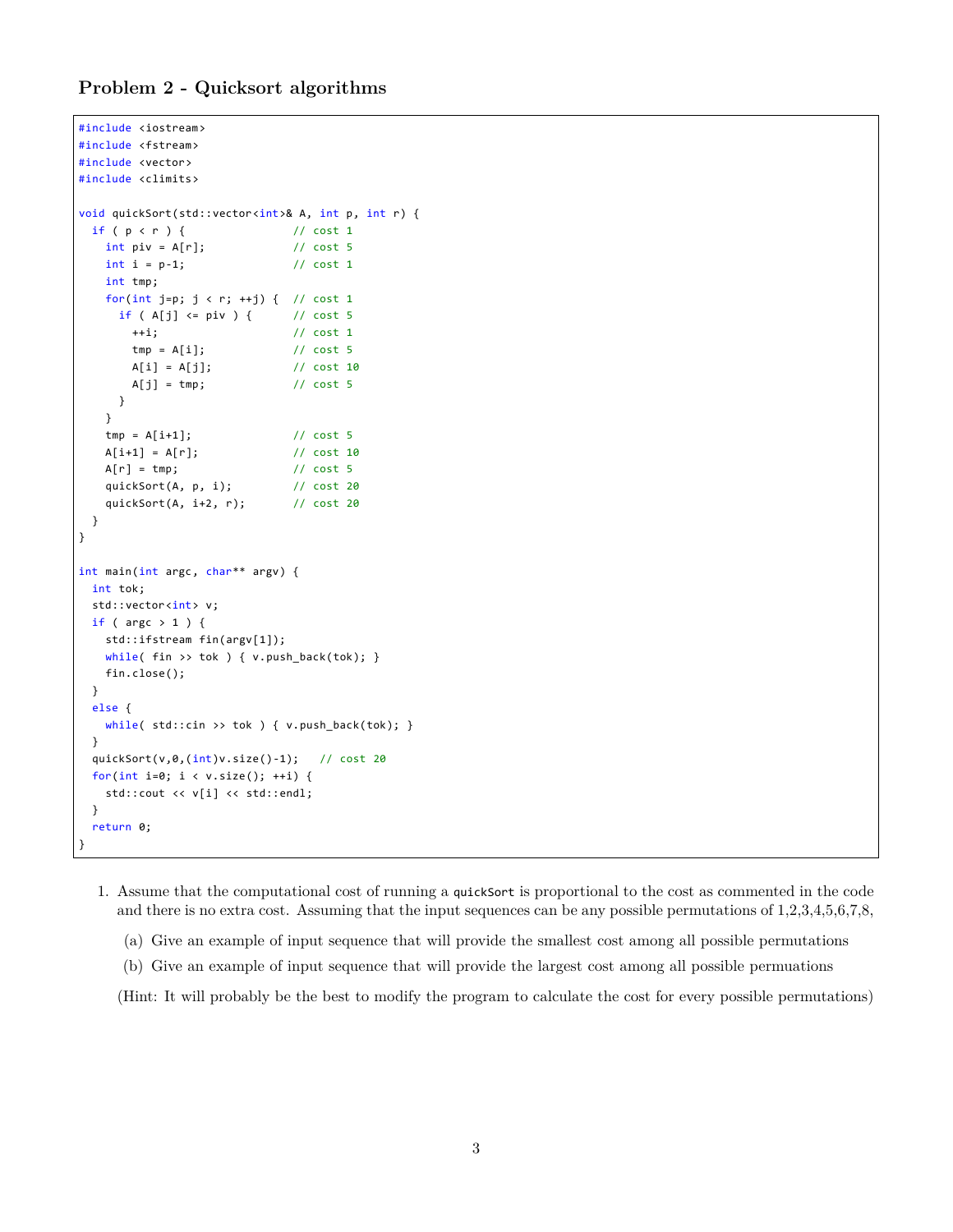### Problem 2 - Quicksort algorithms

```
#include <iostream>
#include <fstream>
#include <vector>
#include <climits>

void quickSort(std::vector<int>& A, int p, int r) {
  if ( p < r ) {                // cost 1
    int piv = A[r];             // cost 5
    int i = p-1;                // cost 1
    int tmp;
    for(int j=p; j < r; ++j) {  // cost 1
      if ( A[j] <= piv ) {      // cost 5
        ++i;                    // cost 1
        tmp = A[i];             // cost 5
        A[i] = A[j];            // cost 10
        A[j] = tmp;             // cost 5
      }
    }
    tmp = A[i+1];               // cost 5
    A[i+1] = A[r];              // cost 10
    A[r] = tmp;                 // cost 5
    quickSort(A, p, i);         // cost 20
    quickSort(A, i+2, r);       // cost 20
  }
}

int main(int argc, char** argv) {
  int tok;
  std::vector<int> v;
  if ( argc > 1 ) {
    std::ifstream fin(argv[1]);
    while( fin >> tok ) { v.push_back(tok); }
    fin.close();
  }
  else {
    while( std::cin >> tok ) { v.push_back(tok); }
  }
  quickSort(v,0,(int)v.size()-1);   // cost 20
  for(int i=0; i < v.size(); ++i) {
    std::cout << v[i] << std::endl;
  }
  return 0;
}
```

1. Assume that the computational cost of running a `quickSort` is proportional to the cost as commented in the code and there is no extra cost. Assuming that the input sequences can be any possible permutations of 1,2,3,4,5,6,7,8,

   (a) Give an example of input sequence that will provide the smallest cost among all possible permutations

   (b) Give an example of input sequence that will provide the largest cost among all possible permuations

   (Hint: It will probably be the best to modify the program to calculate the cost for every possible permutations)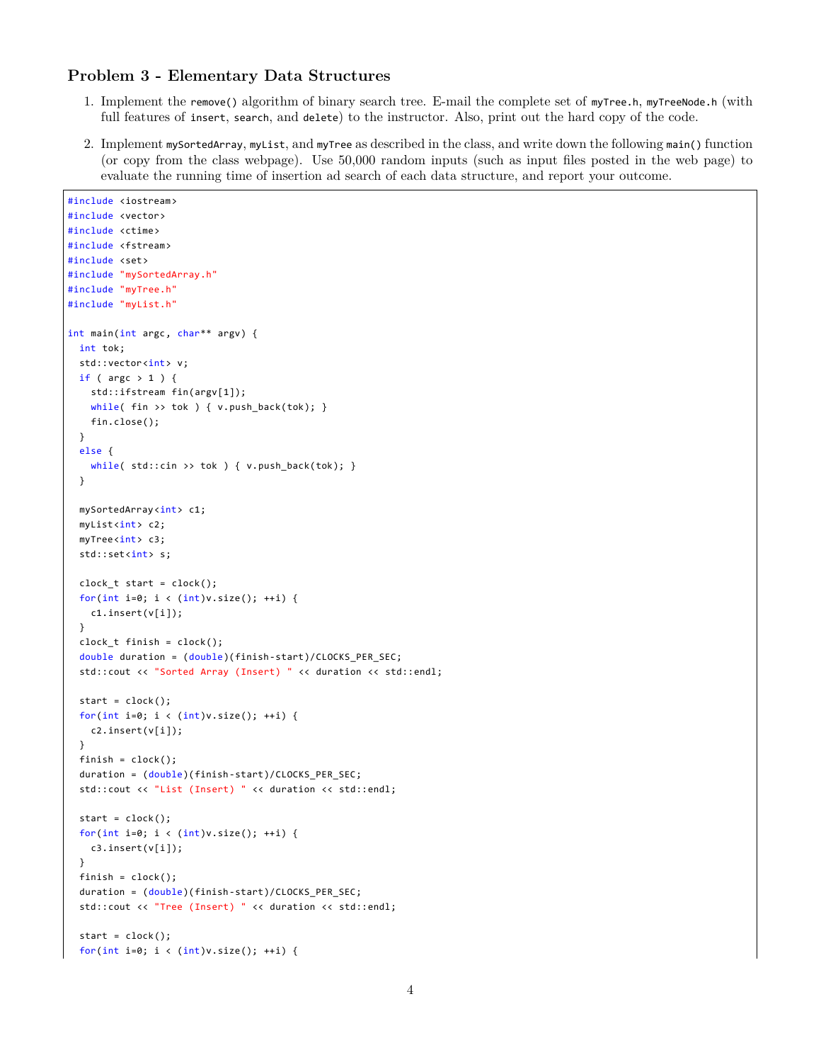## Problem 3 - Elementary Data Structures

1. Implement the `remove()` algorithm of binary search tree. E-mail the complete set of `myTree.h`, `myTreeNode.h` (with full features of `insert`, `search`, and `delete`) to the instructor. Also, print out the hard copy of the code.

2. Implement `mySortedArray`, `myList`, and `myTree` as described in the class, and write down the following `main()` function (or copy from the class webpage). Use 50,000 random inputs (such as input files posted in the web page) to evaluate the running time of insertion ad search of each data structure, and report your outcome.

```
#include <iostream>
#include <vector>
#include <ctime>
#include <fstream>
#include <set>
#include "mySortedArray.h"
#include "myTree.h"
#include "myList.h"

int main(int argc, char** argv) {
  int tok;
  std::vector<int> v;
  if ( argc > 1 ) {
    std::ifstream fin(argv[1]);
    while( fin >> tok ) { v.push_back(tok); }
    fin.close();
  }
  else {
    while( std::cin >> tok ) { v.push_back(tok); }
  }

  mySortedArray<int> c1;
  myList<int> c2;
  myTree<int> c3;
  std::set<int> s;

  clock_t start = clock();
  for(int i=0; i < (int)v.size(); ++i) {
    c1.insert(v[i]);
  }
  clock_t finish = clock();
  double duration = (double)(finish-start)/CLOCKS_PER_SEC;
  std::cout << "Sorted Array (Insert) " << duration << std::endl;

  start = clock();
  for(int i=0; i < (int)v.size(); ++i) {
    c2.insert(v[i]);
  }
  finish = clock();
  duration = (double)(finish-start)/CLOCKS_PER_SEC;
  std::cout << "List (Insert) " << duration << std::endl;

  start = clock();
  for(int i=0; i < (int)v.size(); ++i) {
    c3.insert(v[i]);
  }
  finish = clock();
  duration = (double)(finish-start)/CLOCKS_PER_SEC;
  std::cout << "Tree (Insert) " << duration << std::endl;

  start = clock();
  for(int i=0; i < (int)v.size(); ++i) {
```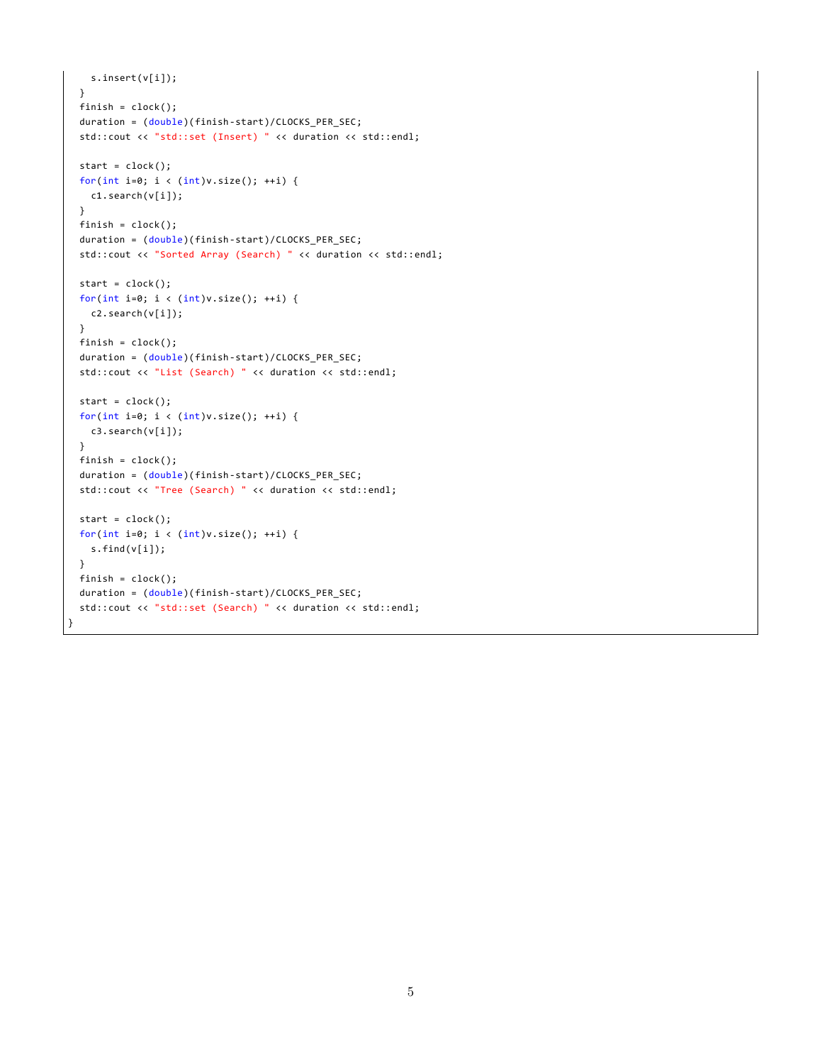```
    s.insert(v[i]);
  }
  finish = clock();
  duration = (double)(finish-start)/CLOCKS_PER_SEC;
  std::cout << "std::set (Insert) " << duration << std::endl;

  start = clock();
  for(int i=0; i < (int)v.size(); ++i) {
    c1.search(v[i]);
  }
  finish = clock();
  duration = (double)(finish-start)/CLOCKS_PER_SEC;
  std::cout << "Sorted Array (Search) " << duration << std::endl;

  start = clock();
  for(int i=0; i < (int)v.size(); ++i) {
    c2.search(v[i]);
  }
  finish = clock();
  duration = (double)(finish-start)/CLOCKS_PER_SEC;
  std::cout << "List (Search) " << duration << std::endl;

  start = clock();
  for(int i=0; i < (int)v.size(); ++i) {
    c3.search(v[i]);
  }
  finish = clock();
  duration = (double)(finish-start)/CLOCKS_PER_SEC;
  std::cout << "Tree (Search) " << duration << std::endl;

  start = clock();
  for(int i=0; i < (int)v.size(); ++i) {
    s.find(v[i]);
  }
  finish = clock();
  duration = (double)(finish-start)/CLOCKS_PER_SEC;
  std::cout << "std::set (Search) " << duration << std::endl;
}
```